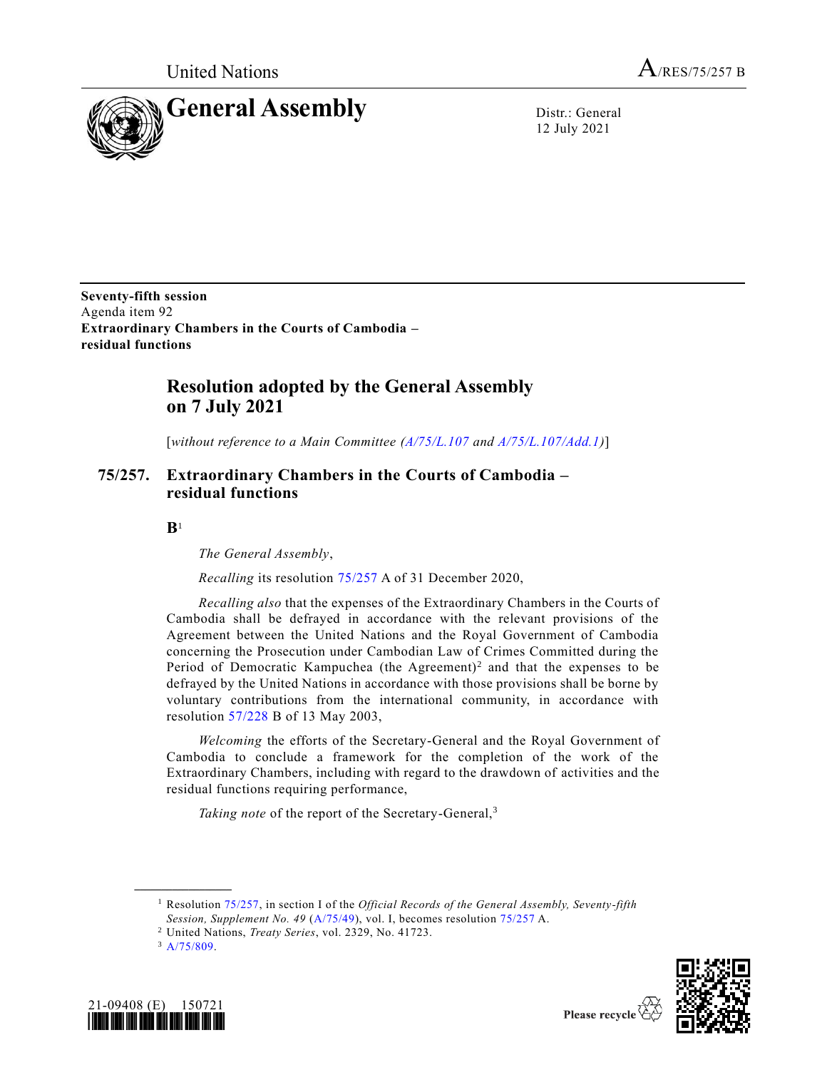United Nations A/RES/75/257 B

# General Assembly

Distr.: General
12 July 2021

**Seventy-fifth session**
Agenda item 92
**Extraordinary Chambers in the Courts of Cambodia – residual functions**

## Resolution adopted by the General Assembly on 7 July 2021

[*without reference to a Main Committee (A/75/L.107 and A/75/L.107/Add.1)*]

## 75/257. Extraordinary Chambers in the Courts of Cambodia – residual functions

**B**[1]

*The General Assembly*,

*Recalling* its resolution 75/257 A of 31 December 2020,

*Recalling also* that the expenses of the Extraordinary Chambers in the Courts of Cambodia shall be defrayed in accordance with the relevant provisions of the Agreement between the United Nations and the Royal Government of Cambodia concerning the Prosecution under Cambodian Law of Crimes Committed during the Period of Democratic Kampuchea (the Agreement)[2] and that the expenses to be defrayed by the United Nations in accordance with those provisions shall be borne by voluntary contributions from the international community, in accordance with resolution 57/228 B of 13 May 2003,

*Welcoming* the efforts of the Secretary-General and the Royal Government of Cambodia to conclude a framework for the completion of the work of the Extraordinary Chambers, including with regard to the drawdown of activities and the residual functions requiring performance,

*Taking note* of the report of the Secretary-General,[3]

---

[1] Resolution 75/257, in section I of the *Official Records of the General Assembly, Seventy-fifth Session, Supplement No. 49* (A/75/49), vol. I, becomes resolution 75/257 A.

[2] United Nations, *Treaty Series*, vol. 2329, No. 41723.

[3] A/75/809.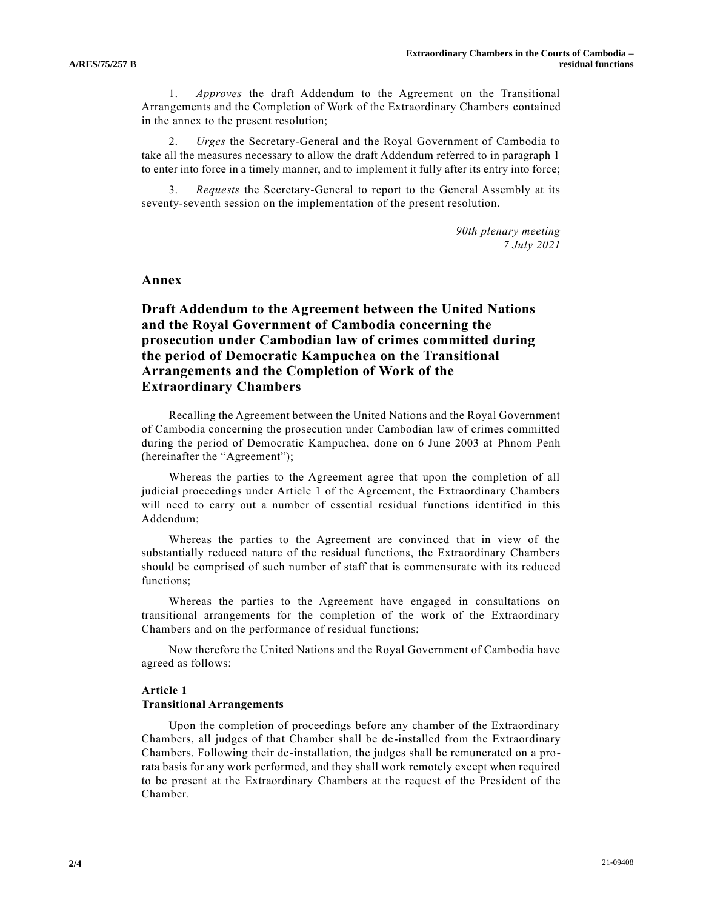1. *Approves* the draft Addendum to the Agreement on the Transitional Arrangements and the Completion of Work of the Extraordinary Chambers contained in the annex to the present resolution;

2. *Urges* the Secretary-General and the Royal Government of Cambodia to take all the measures necessary to allow the draft Addendum referred to in paragraph 1 to enter into force in a timely manner, and to implement it fully after its entry into force;

3. *Requests* the Secretary-General to report to the General Assembly at its seventy-seventh session on the implementation of the present resolution.

*90th plenary meeting*
*7 July 2021*

## Annex

## Draft Addendum to the Agreement between the United Nations and the Royal Government of Cambodia concerning the prosecution under Cambodian law of crimes committed during the period of Democratic Kampuchea on the Transitional Arrangements and the Completion of Work of the Extraordinary Chambers

Recalling the Agreement between the United Nations and the Royal Government of Cambodia concerning the prosecution under Cambodian law of crimes committed during the period of Democratic Kampuchea, done on 6 June 2003 at Phnom Penh (hereinafter the "Agreement");

Whereas the parties to the Agreement agree that upon the completion of all judicial proceedings under Article 1 of the Agreement, the Extraordinary Chambers will need to carry out a number of essential residual functions identified in this Addendum;

Whereas the parties to the Agreement are convinced that in view of the substantially reduced nature of the residual functions, the Extraordinary Chambers should be comprised of such number of staff that is commensurate with its reduced functions;

Whereas the parties to the Agreement have engaged in consultations on transitional arrangements for the completion of the work of the Extraordinary Chambers and on the performance of residual functions;

Now therefore the United Nations and the Royal Government of Cambodia have agreed as follows:

**Article 1**
**Transitional Arrangements**

Upon the completion of proceedings before any chamber of the Extraordinary Chambers, all judges of that Chamber shall be de-installed from the Extraordinary Chambers. Following their de-installation, the judges shall be remunerated on a pro-rata basis for any work performed, and they shall work remotely except when required to be present at the Extraordinary Chambers at the request of the President of the Chamber.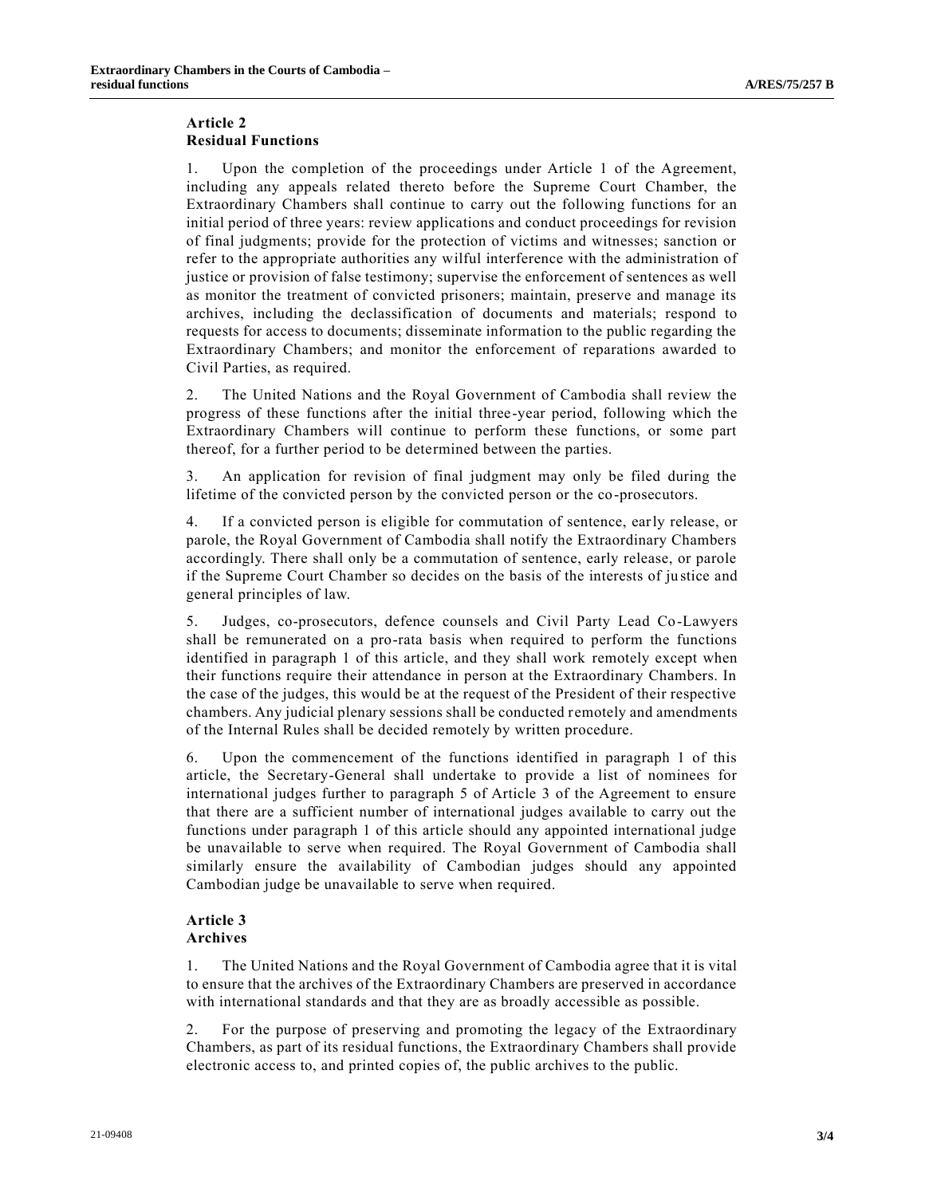**Article 2**
**Residual Functions**

1. Upon the completion of the proceedings under Article 1 of the Agreement, including any appeals related thereto before the Supreme Court Chamber, the Extraordinary Chambers shall continue to carry out the following functions for an initial period of three years: review applications and conduct proceedings for revision of final judgments; provide for the protection of victims and witnesses; sanction or refer to the appropriate authorities any wilful interference with the administration of justice or provision of false testimony; supervise the enforcement of sentences as well as monitor the treatment of convicted prisoners; maintain, preserve and manage its archives, including the declassification of documents and materials; respond to requests for access to documents; disseminate information to the public regarding the Extraordinary Chambers; and monitor the enforcement of reparations awarded to Civil Parties, as required.

2. The United Nations and the Royal Government of Cambodia shall review the progress of these functions after the initial three-year period, following which the Extraordinary Chambers will continue to perform these functions, or some part thereof, for a further period to be determined between the parties.

3. An application for revision of final judgment may only be filed during the lifetime of the convicted person by the convicted person or the co-prosecutors.

4. If a convicted person is eligible for commutation of sentence, early release, or parole, the Royal Government of Cambodia shall notify the Extraordinary Chambers accordingly. There shall only be a commutation of sentence, early release, or parole if the Supreme Court Chamber so decides on the basis of the interests of justice and general principles of law.

5. Judges, co-prosecutors, defence counsels and Civil Party Lead Co-Lawyers shall be remunerated on a pro-rata basis when required to perform the functions identified in paragraph 1 of this article, and they shall work remotely except when their functions require their attendance in person at the Extraordinary Chambers. In the case of the judges, this would be at the request of the President of their respective chambers. Any judicial plenary sessions shall be conducted remotely and amendments of the Internal Rules shall be decided remotely by written procedure.

6. Upon the commencement of the functions identified in paragraph 1 of this article, the Secretary-General shall undertake to provide a list of nominees for international judges further to paragraph 5 of Article 3 of the Agreement to ensure that there are a sufficient number of international judges available to carry out the functions under paragraph 1 of this article should any appointed international judge be unavailable to serve when required. The Royal Government of Cambodia shall similarly ensure the availability of Cambodian judges should any appointed Cambodian judge be unavailable to serve when required.

**Article 3**
**Archives**

1. The United Nations and the Royal Government of Cambodia agree that it is vital to ensure that the archives of the Extraordinary Chambers are preserved in accordance with international standards and that they are as broadly accessible as possible.

2. For the purpose of preserving and promoting the legacy of the Extraordinary Chambers, as part of its residual functions, the Extraordinary Chambers shall provide electronic access to, and printed copies of, the public archives to the public.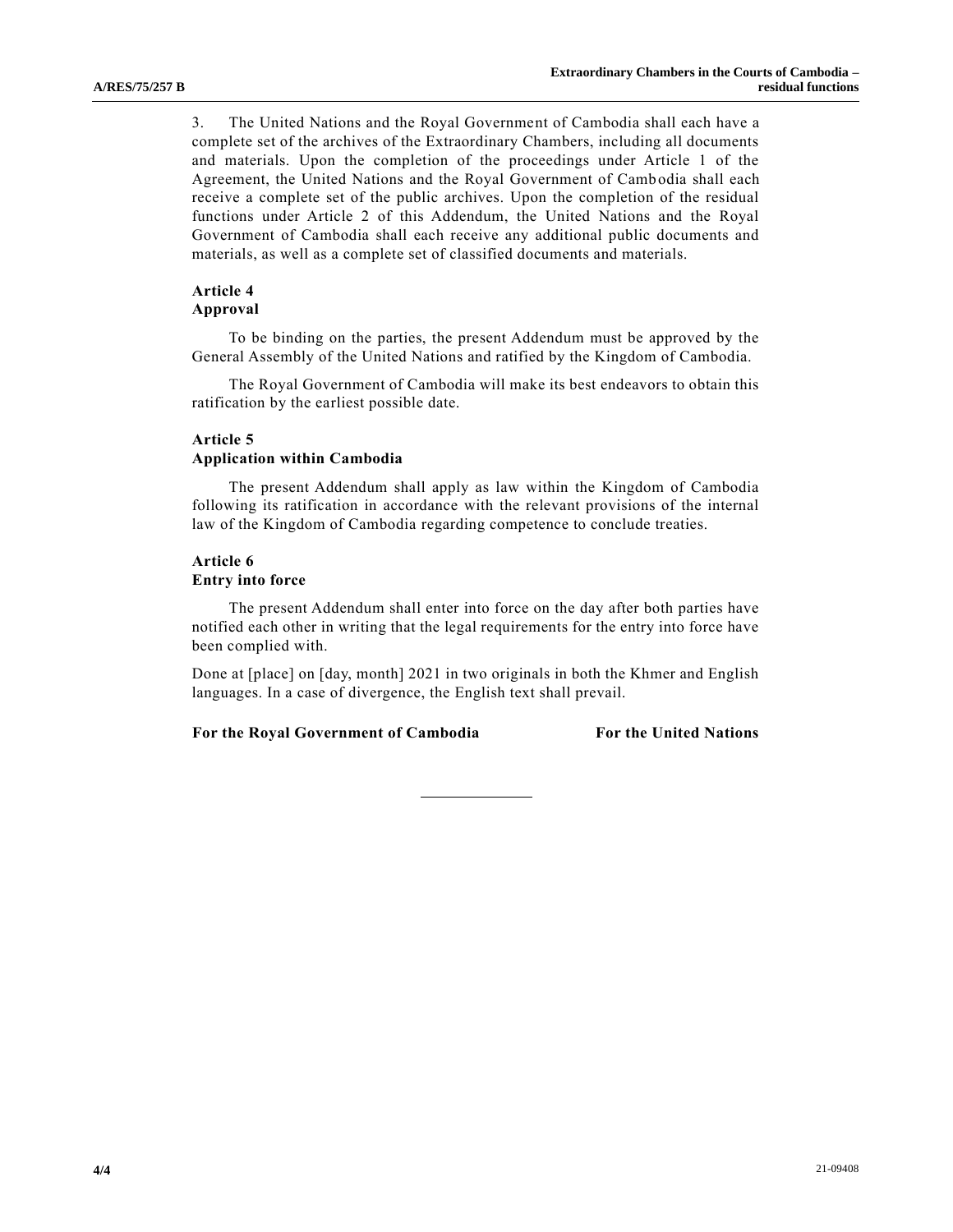3. The United Nations and the Royal Government of Cambodia shall each have a complete set of the archives of the Extraordinary Chambers, including all documents and materials. Upon the completion of the proceedings under Article 1 of the Agreement, the United Nations and the Royal Government of Cambodia shall each receive a complete set of the public archives. Upon the completion of the residual functions under Article 2 of this Addendum, the United Nations and the Royal Government of Cambodia shall each receive any additional public documents and materials, as well as a complete set of classified documents and materials.

### Article 4
### Approval

To be binding on the parties, the present Addendum must be approved by the General Assembly of the United Nations and ratified by the Kingdom of Cambodia.

The Royal Government of Cambodia will make its best endeavors to obtain this ratification by the earliest possible date.

### Article 5
### Application within Cambodia

The present Addendum shall apply as law within the Kingdom of Cambodia following its ratification in accordance with the relevant provisions of the internal law of the Kingdom of Cambodia regarding competence to conclude treaties.

### Article 6
### Entry into force

The present Addendum shall enter into force on the day after both parties have notified each other in writing that the legal requirements for the entry into force have been complied with.

Done at [place] on [day, month] 2021 in two originals in both the Khmer and English languages. In a case of divergence, the English text shall prevail.

**For the Royal Government of Cambodia** **For the United Nations**